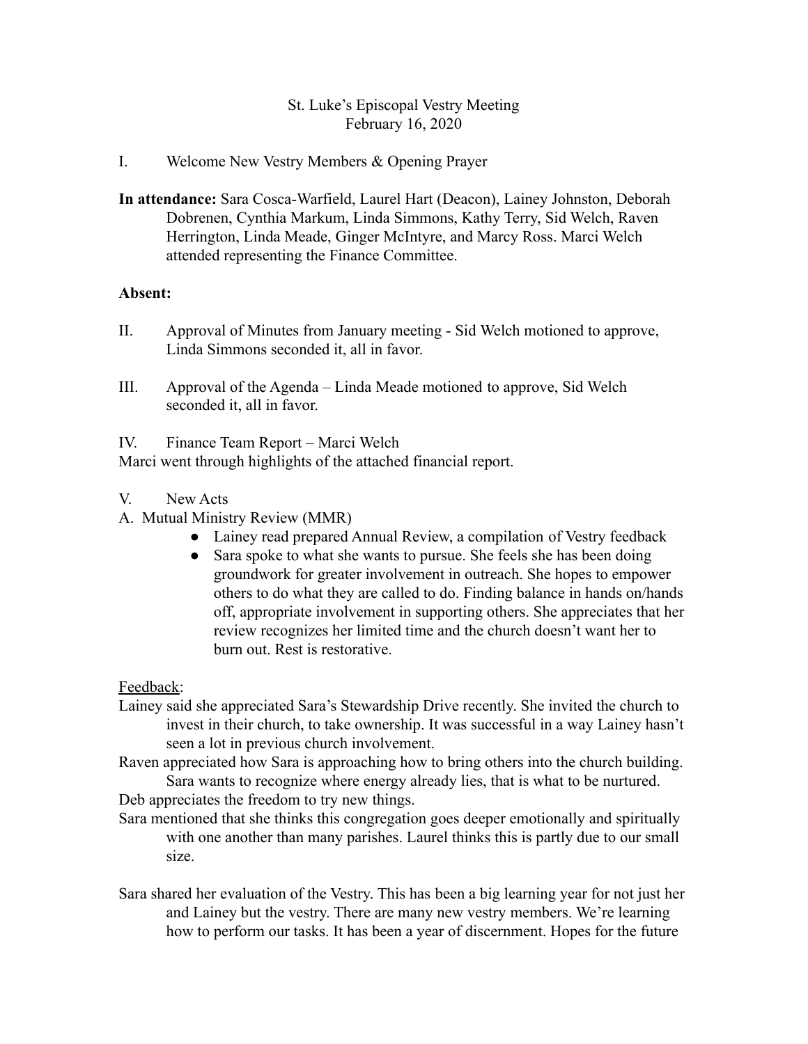St. Luke's Episcopal Vestry Meeting
February 16, 2020

I. Welcome New Vestry Members & Opening Prayer

**In attendance:** Sara Cosca-Warfield, Laurel Hart (Deacon), Lainey Johnston, Deborah Dobrenen, Cynthia Markum, Linda Simmons, Kathy Terry, Sid Welch, Raven Herrington, Linda Meade, Ginger McIntyre, and Marcy Ross. Marci Welch attended representing the Finance Committee.

**Absent:**

II. Approval of Minutes from January meeting - Sid Welch motioned to approve, Linda Simmons seconded it, all in favor.

III. Approval of the Agenda – Linda Meade motioned to approve, Sid Welch seconded it, all in favor.

IV. Finance Team Report – Marci Welch

Marci went through highlights of the attached financial report.

V. New Acts

A. Mutual Ministry Review (MMR)

- Lainey read prepared Annual Review, a compilation of Vestry feedback
- Sara spoke to what she wants to pursue. She feels she has been doing groundwork for greater involvement in outreach. She hopes to empower others to do what they are called to do. Finding balance in hands on/hands off, appropriate involvement in supporting others. She appreciates that her review recognizes her limited time and the church doesn't want her to burn out. Rest is restorative.

Feedback:

Lainey said she appreciated Sara's Stewardship Drive recently. She invited the church to invest in their church, to take ownership. It was successful in a way Lainey hasn't seen a lot in previous church involvement.

Raven appreciated how Sara is approaching how to bring others into the church building. Sara wants to recognize where energy already lies, that is what to be nurtured.

Deb appreciates the freedom to try new things.

Sara mentioned that she thinks this congregation goes deeper emotionally and spiritually with one another than many parishes. Laurel thinks this is partly due to our small size.

Sara shared her evaluation of the Vestry. This has been a big learning year for not just her and Lainey but the vestry. There are many new vestry members. We're learning how to perform our tasks. It has been a year of discernment. Hopes for the future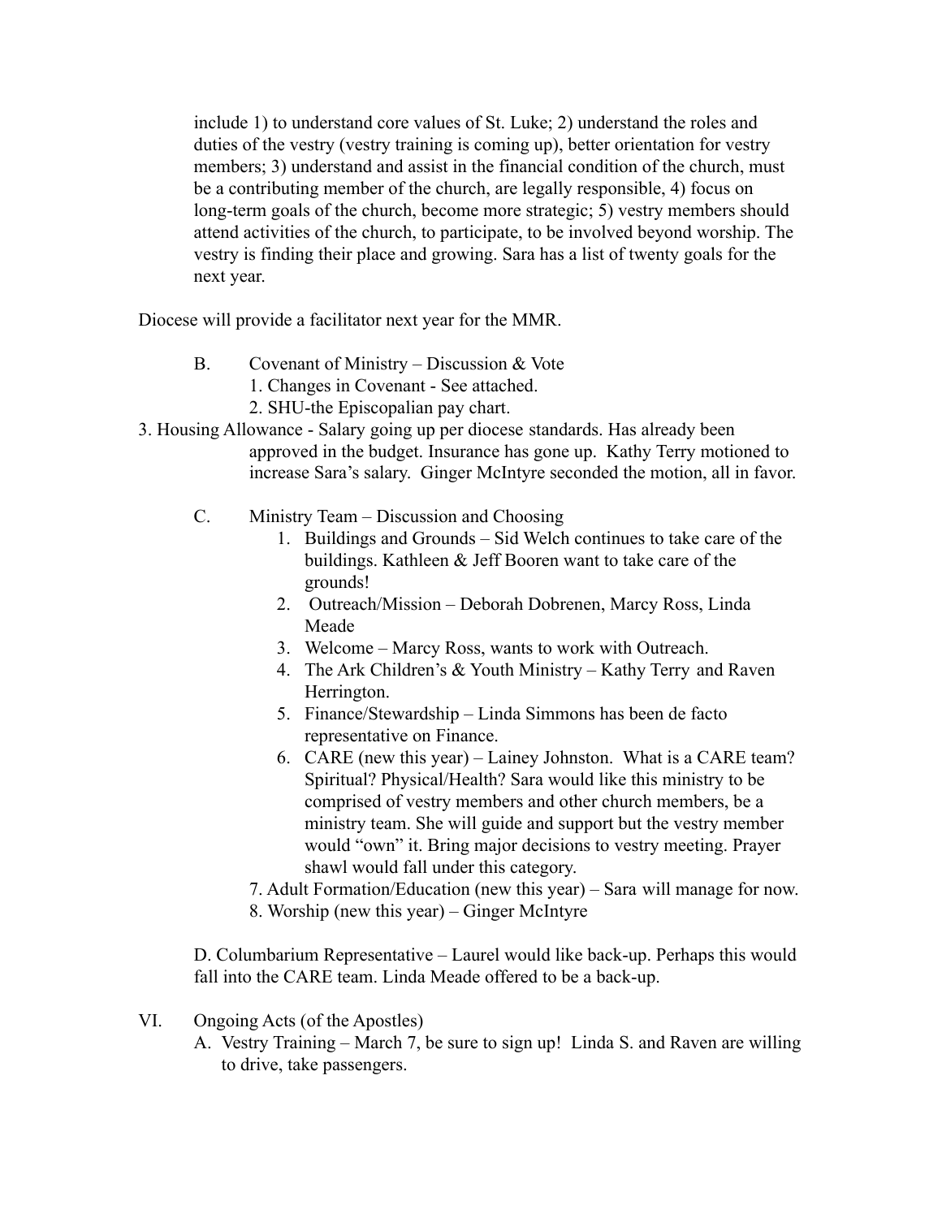include 1) to understand core values of St. Luke; 2) understand the roles and duties of the vestry (vestry training is coming up), better orientation for vestry members; 3) understand and assist in the financial condition of the church, must be a contributing member of the church, are legally responsible, 4) focus on long-term goals of the church, become more strategic; 5) vestry members should attend activities of the church, to participate, to be involved beyond worship. The vestry is finding their place and growing. Sara has a list of twenty goals for the next year.

Diocese will provide a facilitator next year for the MMR.

B. Covenant of Ministry – Discussion & Vote

1. Changes in Covenant - See attached.
2. SHU-the Episcopalian pay chart.
3. Housing Allowance - Salary going up per diocese standards. Has already been approved in the budget. Insurance has gone up. Kathy Terry motioned to increase Sara's salary. Ginger McIntyre seconded the motion, all in favor.

C. Ministry Team – Discussion and Choosing

1. Buildings and Grounds – Sid Welch continues to take care of the buildings. Kathleen & Jeff Booren want to take care of the grounds!
2. Outreach/Mission – Deborah Dobrenen, Marcy Ross, Linda Meade
3. Welcome – Marcy Ross, wants to work with Outreach.
4. The Ark Children's & Youth Ministry – Kathy Terry and Raven Herrington.
5. Finance/Stewardship – Linda Simmons has been de facto representative on Finance.
6. CARE (new this year) – Lainey Johnston. What is a CARE team? Spiritual? Physical/Health? Sara would like this ministry to be comprised of vestry members and other church members, be a ministry team. She will guide and support but the vestry member would "own" it. Bring major decisions to vestry meeting. Prayer shawl would fall under this category.
7. Adult Formation/Education (new this year) – Sara will manage for now.
8. Worship (new this year) – Ginger McIntyre

D. Columbarium Representative – Laurel would like back-up. Perhaps this would fall into the CARE team. Linda Meade offered to be a back-up.

VI. Ongoing Acts (of the Apostles)

A. Vestry Training – March 7, be sure to sign up! Linda S. and Raven are willing to drive, take passengers.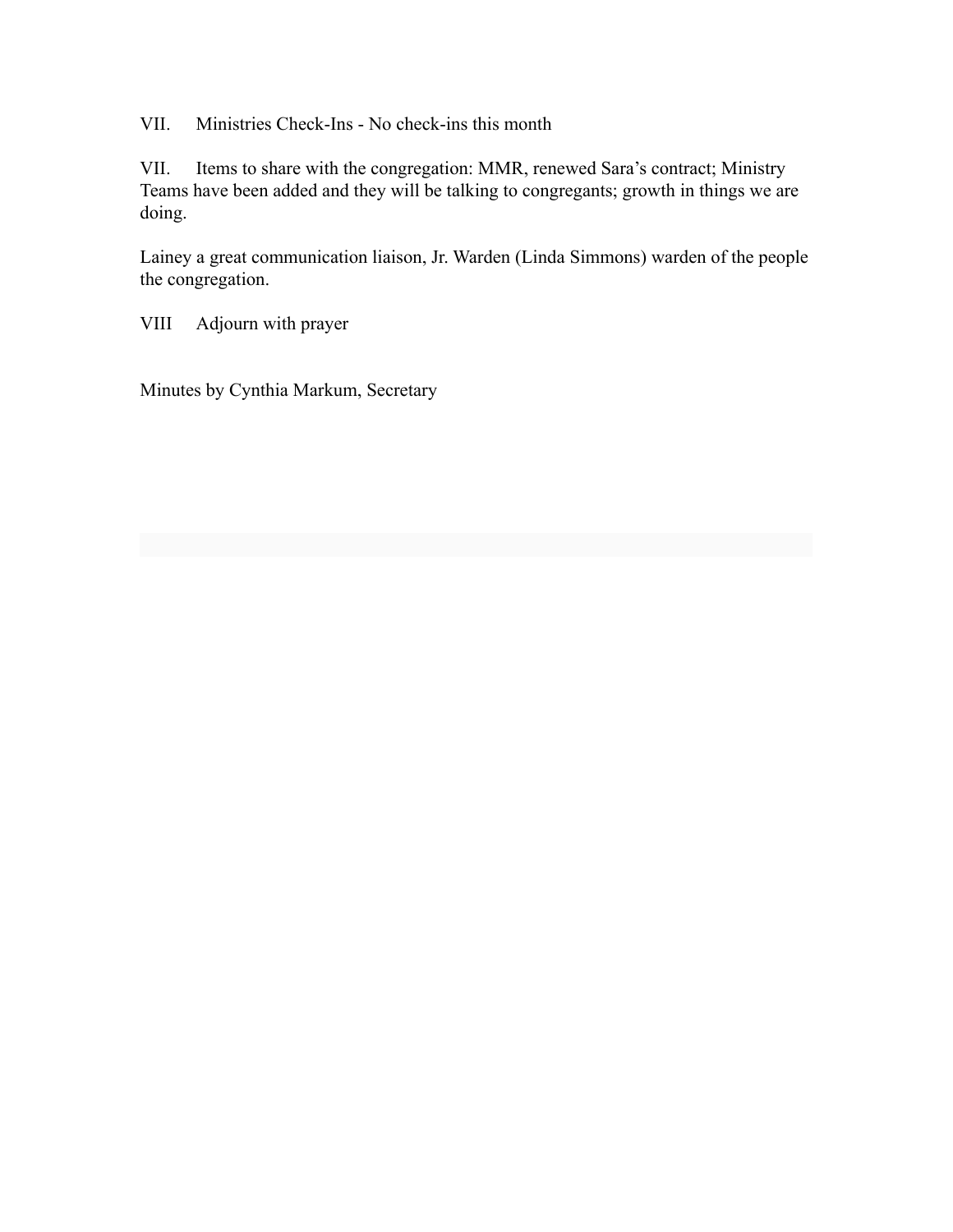VII. Ministries Check-Ins - No check-ins this month

VII. Items to share with the congregation: MMR, renewed Sara's contract; Ministry Teams have been added and they will be talking to congregants; growth in things we are doing.

Lainey a great communication liaison, Jr. Warden (Linda Simmons) warden of the people the congregation.

VIII Adjourn with prayer

Minutes by Cynthia Markum, Secretary